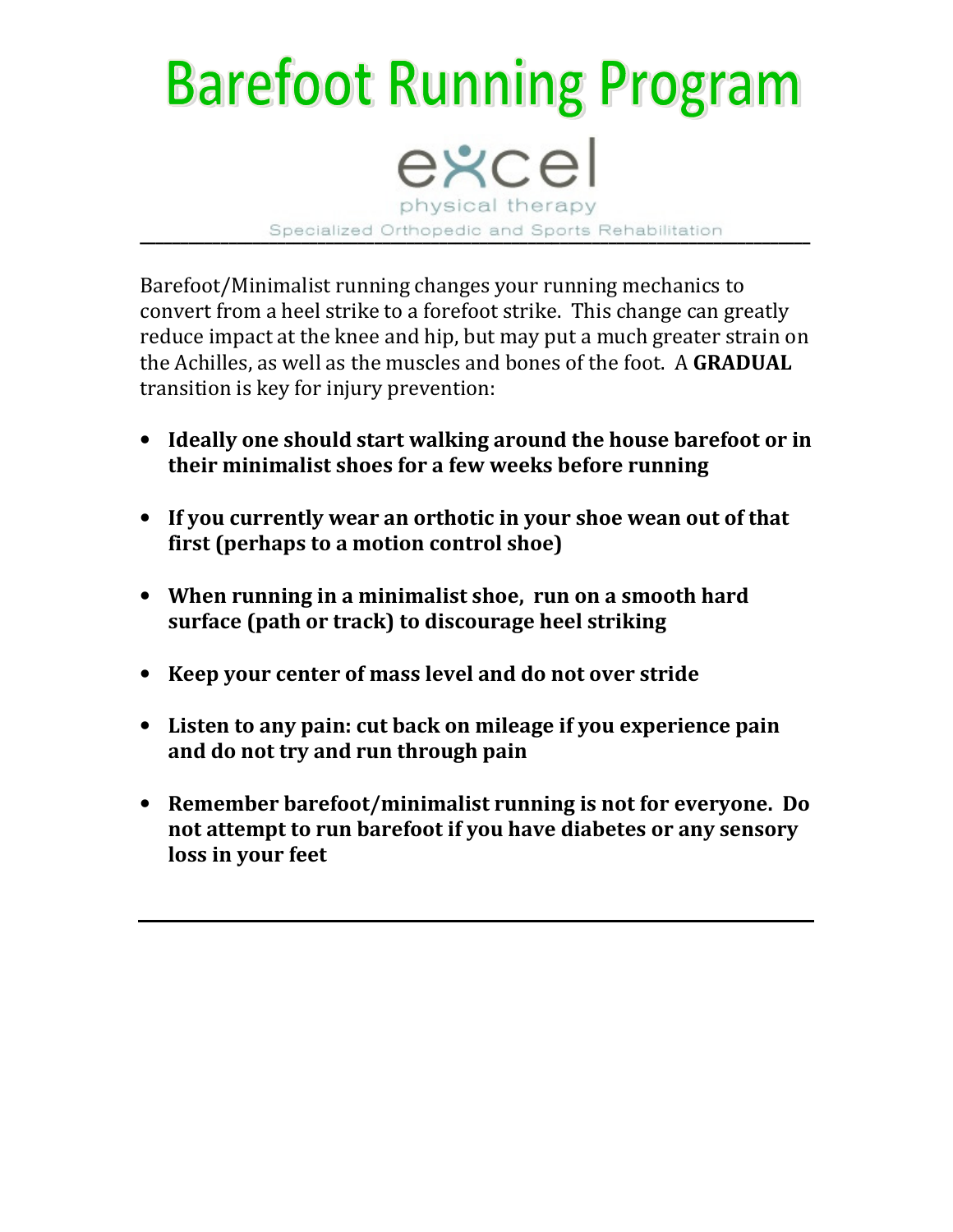# Barefoot Running Program

excel

physical therapy

Specialized Orthopedic and Sports Rehabilitation

---

Barefoot/Minimalist running changes your running mechanics to convert from a heel strike to a forefoot strike. This change can greatly reduce impact at the knee and hip, but may put a much greater strain on the Achilles, as well as the muscles and bones of the foot. A **GRADUAL** transition is key for injury prevention:

- **Ideally one should start walking around the house barefoot or in their minimalist shoes for a few weeks before running**
- **If you currently wear an orthotic in your shoe wean out of that first (perhaps to a motion control shoe)**
- **When running in a minimalist shoe, run on a smooth hard surface (path or track) to discourage heel striking**
- **Keep your center of mass level and do not over stride**
- **Listen to any pain: cut back on mileage if you experience pain and do not try and run through pain**
- **Remember barefoot/minimalist running is not for everyone. Do not attempt to run barefoot if you have diabetes or any sensory loss in your feet**

---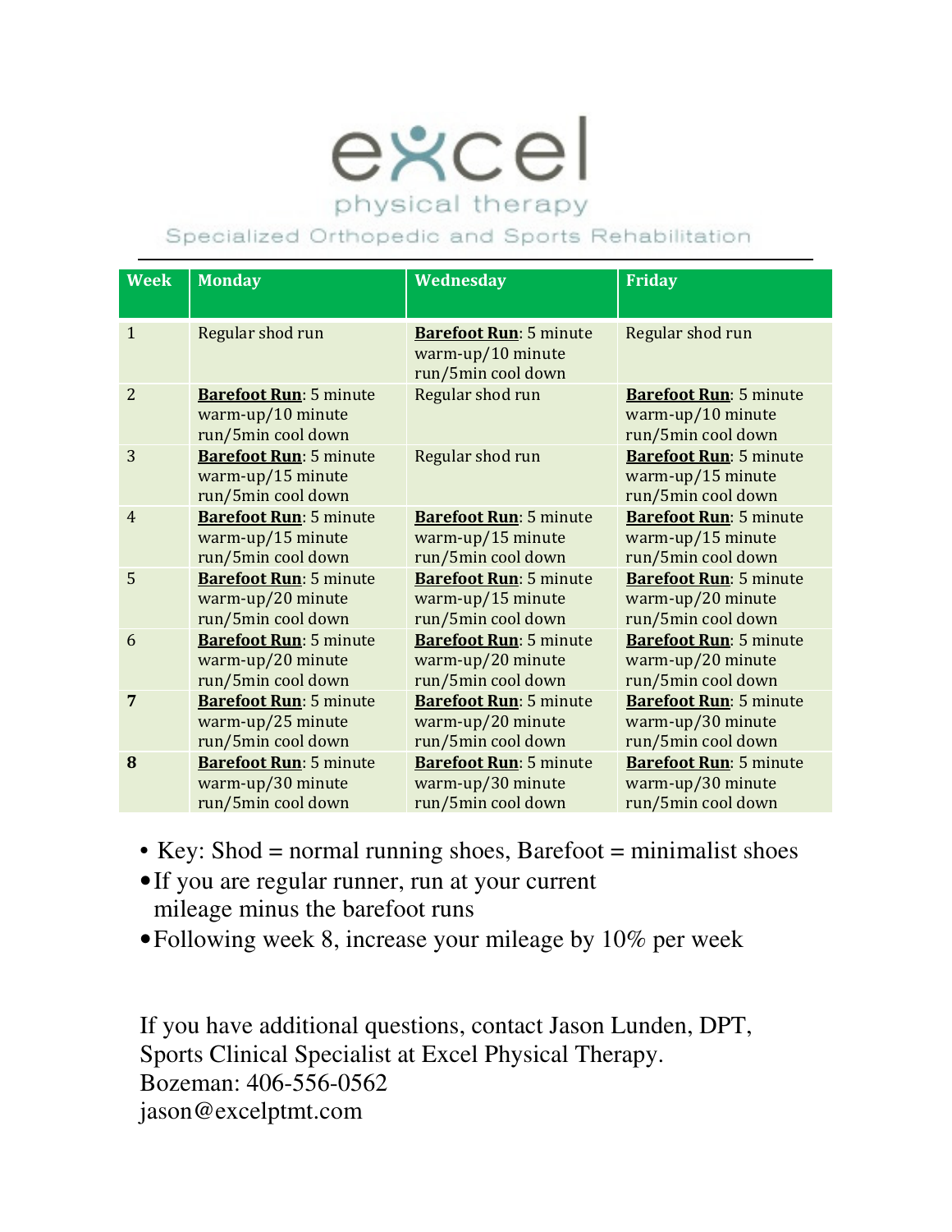excel physical therapy

Specialized Orthopedic and Sports Rehabilitation

| Week | Monday | Wednesday | Friday |
|---|---|---|---|
| 1 | Regular shod run | **Barefoot Run**: 5 minute warm-up/10 minute run/5min cool down | Regular shod run |
| 2 | **Barefoot Run**: 5 minute warm-up/10 minute run/5min cool down | Regular shod run | **Barefoot Run**: 5 minute warm-up/10 minute run/5min cool down |
| 3 | **Barefoot Run**: 5 minute warm-up/15 minute run/5min cool down | Regular shod run | **Barefoot Run**: 5 minute warm-up/15 minute run/5min cool down |
| 4 | **Barefoot Run**: 5 minute warm-up/15 minute run/5min cool down | **Barefoot Run**: 5 minute warm-up/15 minute run/5min cool down | **Barefoot Run**: 5 minute warm-up/15 minute run/5min cool down |
| 5 | **Barefoot Run**: 5 minute warm-up/20 minute run/5min cool down | **Barefoot Run**: 5 minute warm-up/15 minute run/5min cool down | **Barefoot Run**: 5 minute warm-up/20 minute run/5min cool down |
| 6 | **Barefoot Run**: 5 minute warm-up/20 minute run/5min cool down | **Barefoot Run**: 5 minute warm-up/20 minute run/5min cool down | **Barefoot Run**: 5 minute warm-up/20 minute run/5min cool down |
| **7** | **Barefoot Run**: 5 minute warm-up/25 minute run/5min cool down | **Barefoot Run**: 5 minute warm-up/20 minute run/5min cool down | **Barefoot Run**: 5 minute warm-up/30 minute run/5min cool down |
| **8** | **Barefoot Run**: 5 minute warm-up/30 minute run/5min cool down | **Barefoot Run**: 5 minute warm-up/30 minute run/5min cool down | **Barefoot Run**: 5 minute warm-up/30 minute run/5min cool down |

- Key: Shod = normal running shoes, Barefoot = minimalist shoes
- If you are regular runner, run at your current mileage minus the barefoot runs
- Following week 8, increase your mileage by 10% per week

If you have additional questions, contact Jason Lunden, DPT, Sports Clinical Specialist at Excel Physical Therapy.
Bozeman: 406-556-0562
jason@excelptmt.com